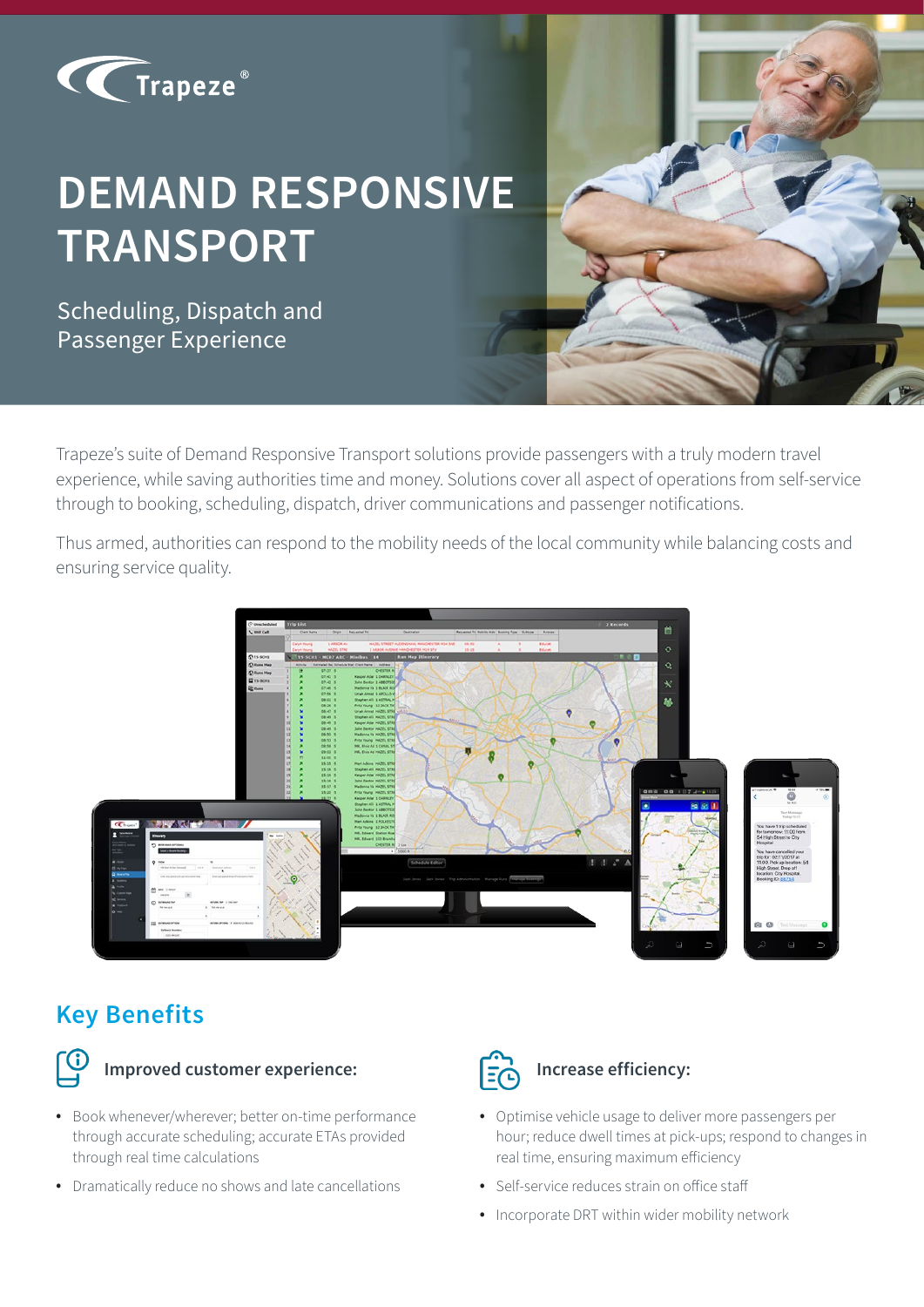Trapeze®

# DEMAND RESPONSIVE TRANSPORT

Scheduling, Dispatch and Passenger Experience

Trapeze's suite of Demand Responsive Transport solutions provide passengers with a truly modern travel experience, while saving authorities time and money. Solutions cover all aspect of operations from self-service through to booking, scheduling, dispatch, driver communications and passenger notifications.

Thus armed, authorities can respond to the mobility needs of the local community while balancing costs and ensuring service quality.

## Key Benefits

### Improved customer experience:

- Book whenever/wherever; better on-time performance through accurate scheduling; accurate ETAs provided through real time calculations
- Dramatically reduce no shows and late cancellations

### Increase efficiency:

- Optimise vehicle usage to deliver more passengers per hour; reduce dwell times at pick-ups; respond to changes in real time, ensuring maximum efficiency
- Self-service reduces strain on office staff
- Incorporate DRT within wider mobility network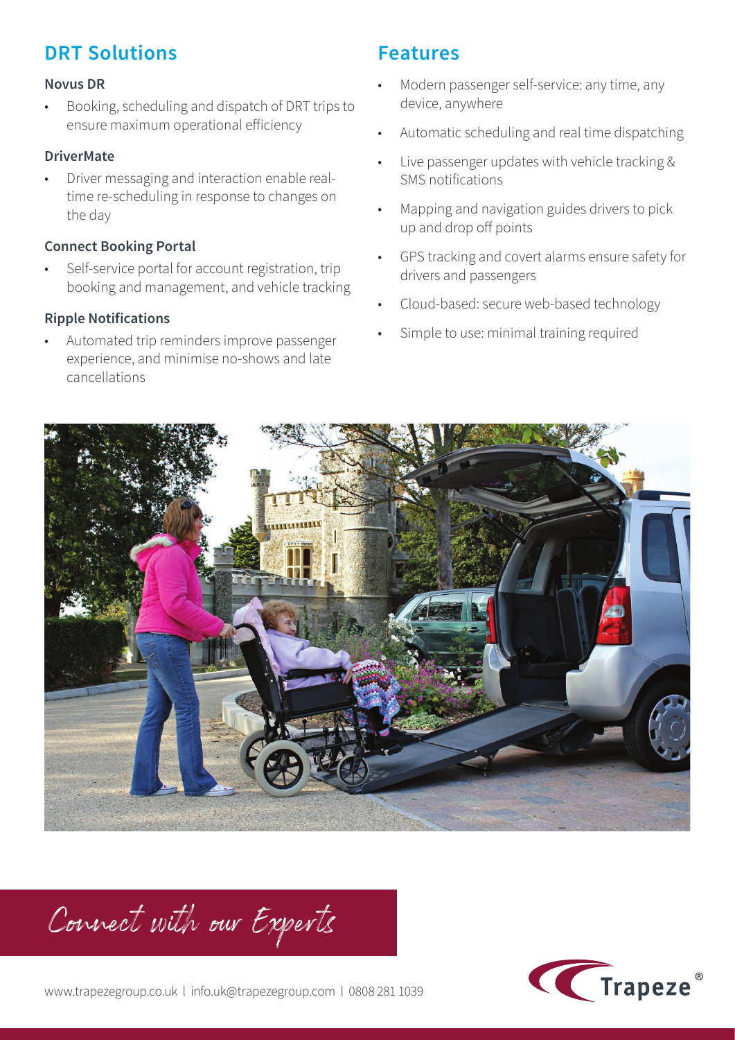## DRT Solutions

### Novus DR

- Booking, scheduling and dispatch of DRT trips to ensure maximum operational efficiency

### DriverMate

- Driver messaging and interaction enable real-time re-scheduling in response to changes on the day

### Connect Booking Portal

- Self-service portal for account registration, trip booking and management, and vehicle tracking

### Ripple Notifications

- Automated trip reminders improve passenger experience, and minimise no-shows and late cancellations

## Features

- Modern passenger self-service: any time, any device, anywhere
- Automatic scheduling and real time dispatching
- Live passenger updates with vehicle tracking & SMS notifications
- Mapping and navigation guides drivers to pick up and drop off points
- GPS tracking and covert alarms ensure safety for drivers and passengers
- Cloud-based: secure web-based technology
- Simple to use: minimal training required

Connect with our Experts

www.trapezegroup.co.uk | info.uk@trapezegroup.com | 0808 281 1039

Trapeze®